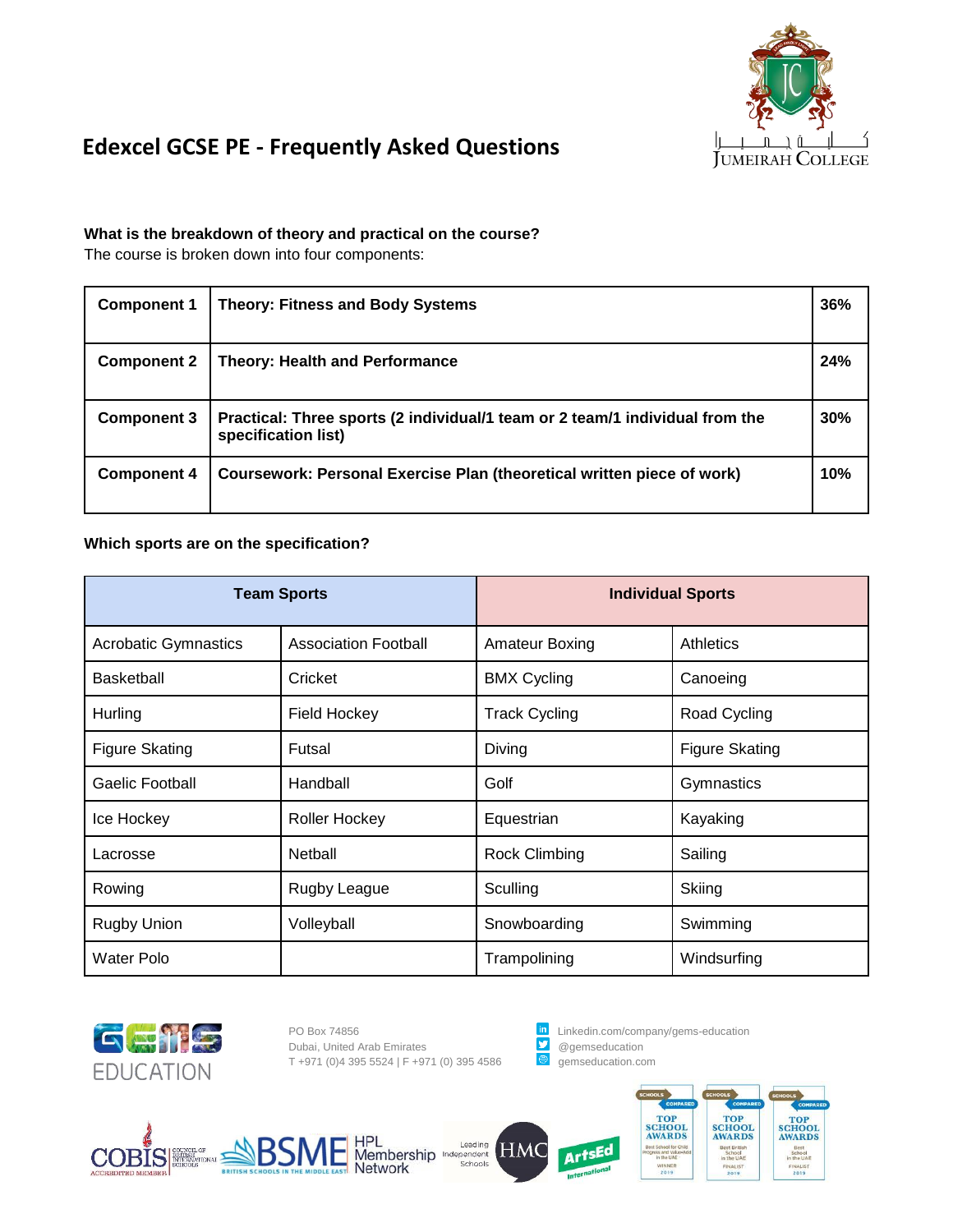# Edexcel GCSE PE - Frequently Asked Questions

**What is the breakdown of theory and practical on the course?**

The course is broken down into four components:

| | | |
|---|---|---|
| **Component 1** | **Theory: Fitness and Body Systems** | **36%** |
| **Component 2** | **Theory: Health and Performance** | **24%** |
| **Component 3** | **Practical: Three sports (2 individual/1 team or 2 team/1 individual from the specification list)** | **30%** |
| **Component 4** | **Coursework: Personal Exercise Plan (theoretical written piece of work)** | **10%** |

**Which sports are on the specification?**

| **Team Sports** | | **Individual Sports** | |
|---|---|---|---|
| Acrobatic Gymnastics | Association Football | Amateur Boxing | Athletics |
| Basketball | Cricket | BMX Cycling | Canoeing |
| Hurling | Field Hockey | Track Cycling | Road Cycling |
| Figure Skating | Futsal | Diving | Figure Skating |
| Gaelic Football | Handball | Golf | Gymnastics |
| Ice Hockey | Roller Hockey | Equestrian | Kayaking |
| Lacrosse | Netball | Rock Climbing | Sailing |
| Rowing | Rugby League | Sculling | Skiing |
| Rugby Union | Volleyball | Snowboarding | Swimming |
| Water Polo | | Trampolining | Windsurfing |

PO Box 74856
Dubai, United Arab Emirates
T +971 (0)4 395 5524 | F +971 (0) 395 4586

Linkedin.com/company/gems-education
@gemseducation
gemseducation.com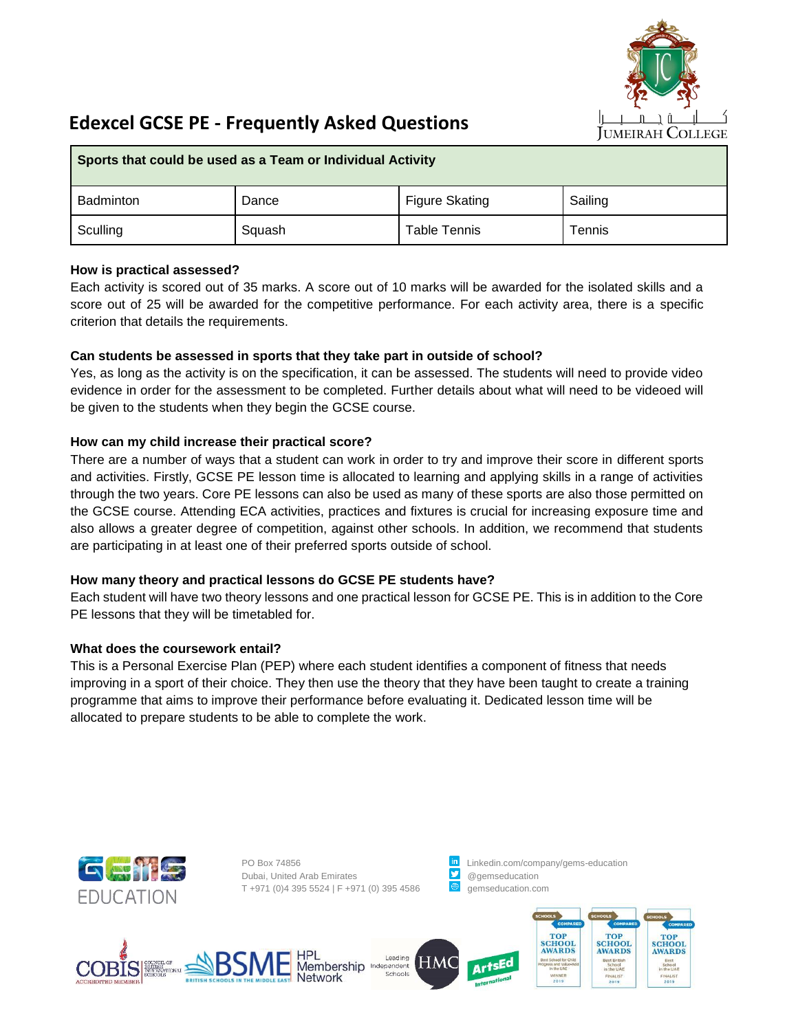# Edexcel GCSE PE - Frequently Asked Questions

| Sports that could be used as a Team or Individual Activity | | | |
|---|---|---|---|
| Badminton | Dance | Figure Skating | Sailing |
| Sculling | Squash | Table Tennis | Tennis |

**How is practical assessed?**

Each activity is scored out of 35 marks. A score out of 10 marks will be awarded for the isolated skills and a score out of 25 will be awarded for the competitive performance. For each activity area, there is a specific criterion that details the requirements.

**Can students be assessed in sports that they take part in outside of school?**

Yes, as long as the activity is on the specification, it can be assessed. The students will need to provide video evidence in order for the assessment to be completed. Further details about what will need to be videoed will be given to the students when they begin the GCSE course.

**How can my child increase their practical score?**

There are a number of ways that a student can work in order to try and improve their score in different sports and activities. Firstly, GCSE PE lesson time is allocated to learning and applying skills in a range of activities through the two years. Core PE lessons can also be used as many of these sports are also those permitted on the GCSE course. Attending ECA activities, practices and fixtures is crucial for increasing exposure time and also allows a greater degree of competition, against other schools. In addition, we recommend that students are participating in at least one of their preferred sports outside of school.

**How many theory and practical lessons do GCSE PE students have?**

Each student will have two theory lessons and one practical lesson for GCSE PE. This is in addition to the Core PE lessons that they will be timetabled for.

**What does the coursework entail?**

This is a Personal Exercise Plan (PEP) where each student identifies a component of fitness that needs improving in a sport of their choice. They then use the theory that they have been taught to create a training programme that aims to improve their performance before evaluating it. Dedicated lesson time will be allocated to prepare students to be able to complete the work.

PO Box 74856
Dubai, United Arab Emirates
T +971 (0)4 395 5524 | F +971 (0) 395 4586

Linkedin.com/company/gems-education
@gemseducation
gemseducation.com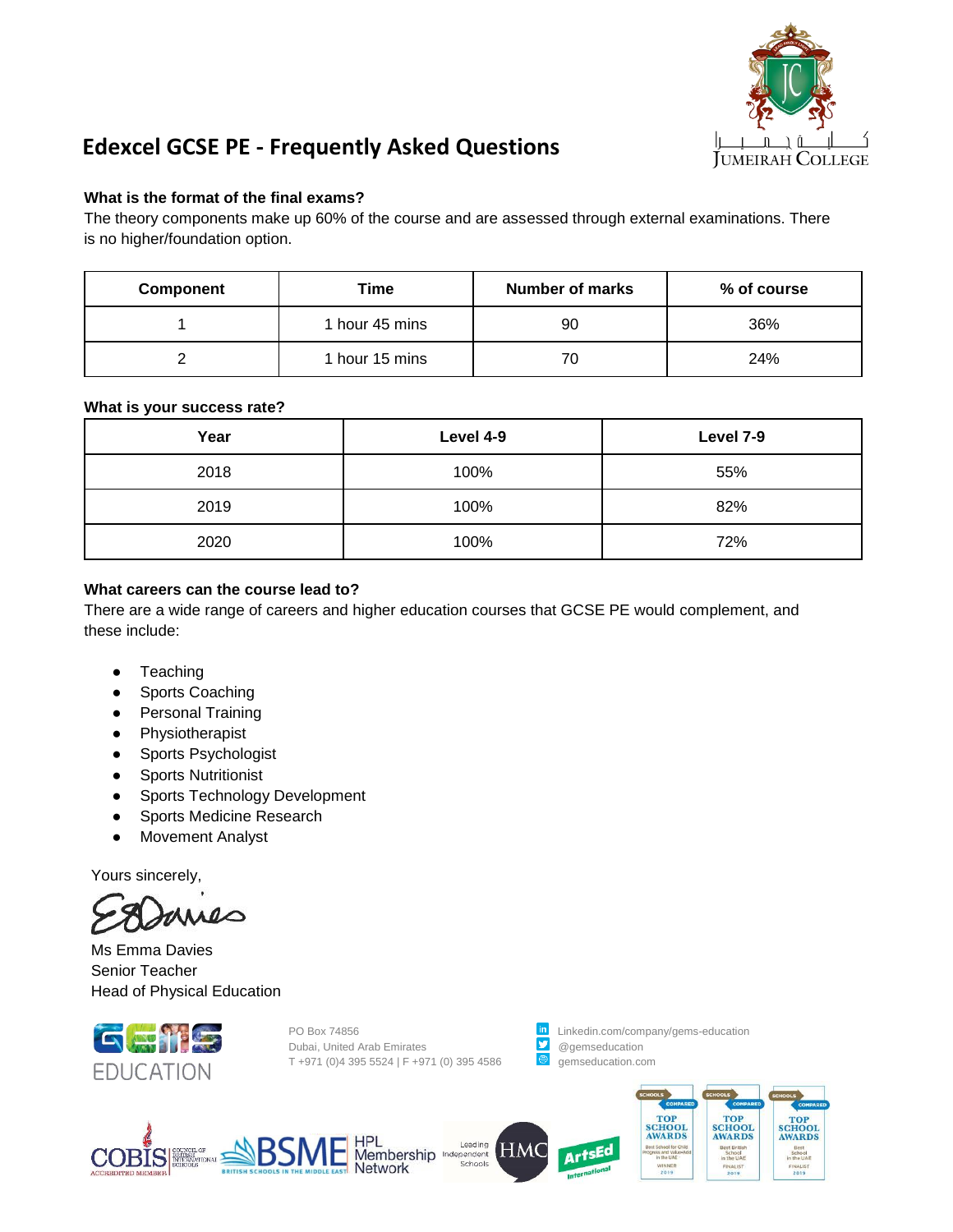# Edexcel GCSE PE - Frequently Asked Questions

**What is the format of the final exams?**

The theory components make up 60% of the course and are assessed through external examinations. There is no higher/foundation option.

| Component | Time | Number of marks | % of course |
|---|---|---|---|
| 1 | 1 hour 45 mins | 90 | 36% |
| 2 | 1 hour 15 mins | 70 | 24% |

**What is your success rate?**

| Year | Level 4-9 | Level 7-9 |
|---|---|---|
| 2018 | 100% | 55% |
| 2019 | 100% | 82% |
| 2020 | 100% | 72% |

**What careers can the course lead to?**

There are a wide range of careers and higher education courses that GCSE PE would complement, and these include:

- Teaching
- Sports Coaching
- Personal Training
- Physiotherapist
- Sports Psychologist
- Sports Nutritionist
- Sports Technology Development
- Sports Medicine Research
- Movement Analyst

Yours sincerely,

Ms Emma Davies
Senior Teacher
Head of Physical Education

PO Box 74856
Dubai, United Arab Emirates
T +971 (0)4 395 5524 | F +971 (0) 395 4586

Linkedin.com/company/gems-education
@gemseducation
gemseducation.com